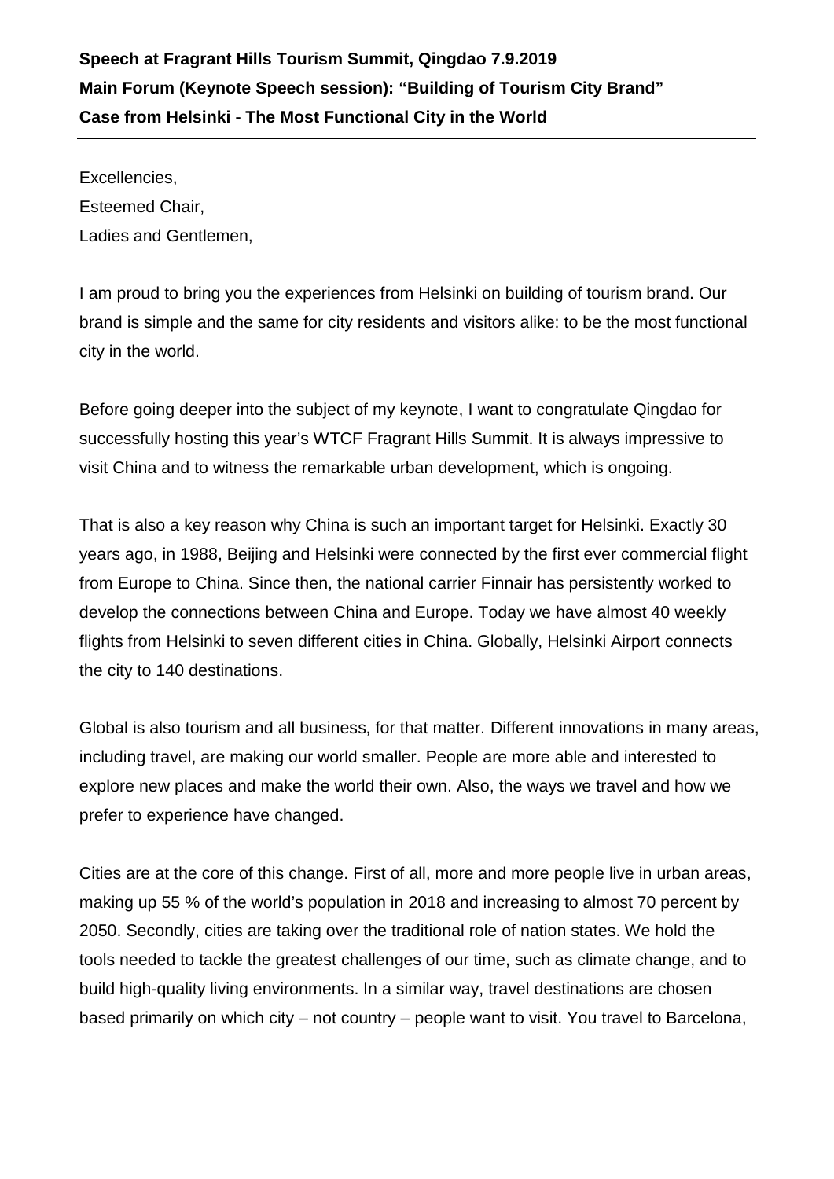**Speech at Fragrant Hills Tourism Summit, Qingdao 7.9.2019**
**Main Forum (Keynote Speech session): "Building of Tourism City Brand"**
**Case from Helsinki - The Most Functional City in the World**

---

Excellencies,
Esteemed Chair,
Ladies and Gentlemen,

I am proud to bring you the experiences from Helsinki on building of tourism brand. Our brand is simple and the same for city residents and visitors alike: to be the most functional city in the world.

Before going deeper into the subject of my keynote, I want to congratulate Qingdao for successfully hosting this year's WTCF Fragrant Hills Summit. It is always impressive to visit China and to witness the remarkable urban development, which is ongoing.

That is also a key reason why China is such an important target for Helsinki. Exactly 30 years ago, in 1988, Beijing and Helsinki were connected by the first ever commercial flight from Europe to China. Since then, the national carrier Finnair has persistently worked to develop the connections between China and Europe. Today we have almost 40 weekly flights from Helsinki to seven different cities in China. Globally, Helsinki Airport connects the city to 140 destinations.

Global is also tourism and all business, for that matter. Different innovations in many areas, including travel, are making our world smaller. People are more able and interested to explore new places and make the world their own. Also, the ways we travel and how we prefer to experience have changed.

Cities are at the core of this change. First of all, more and more people live in urban areas, making up 55 % of the world's population in 2018 and increasing to almost 70 percent by 2050. Secondly, cities are taking over the traditional role of nation states. We hold the tools needed to tackle the greatest challenges of our time, such as climate change, and to build high-quality living environments. In a similar way, travel destinations are chosen based primarily on which city – not country – people want to visit. You travel to Barcelona,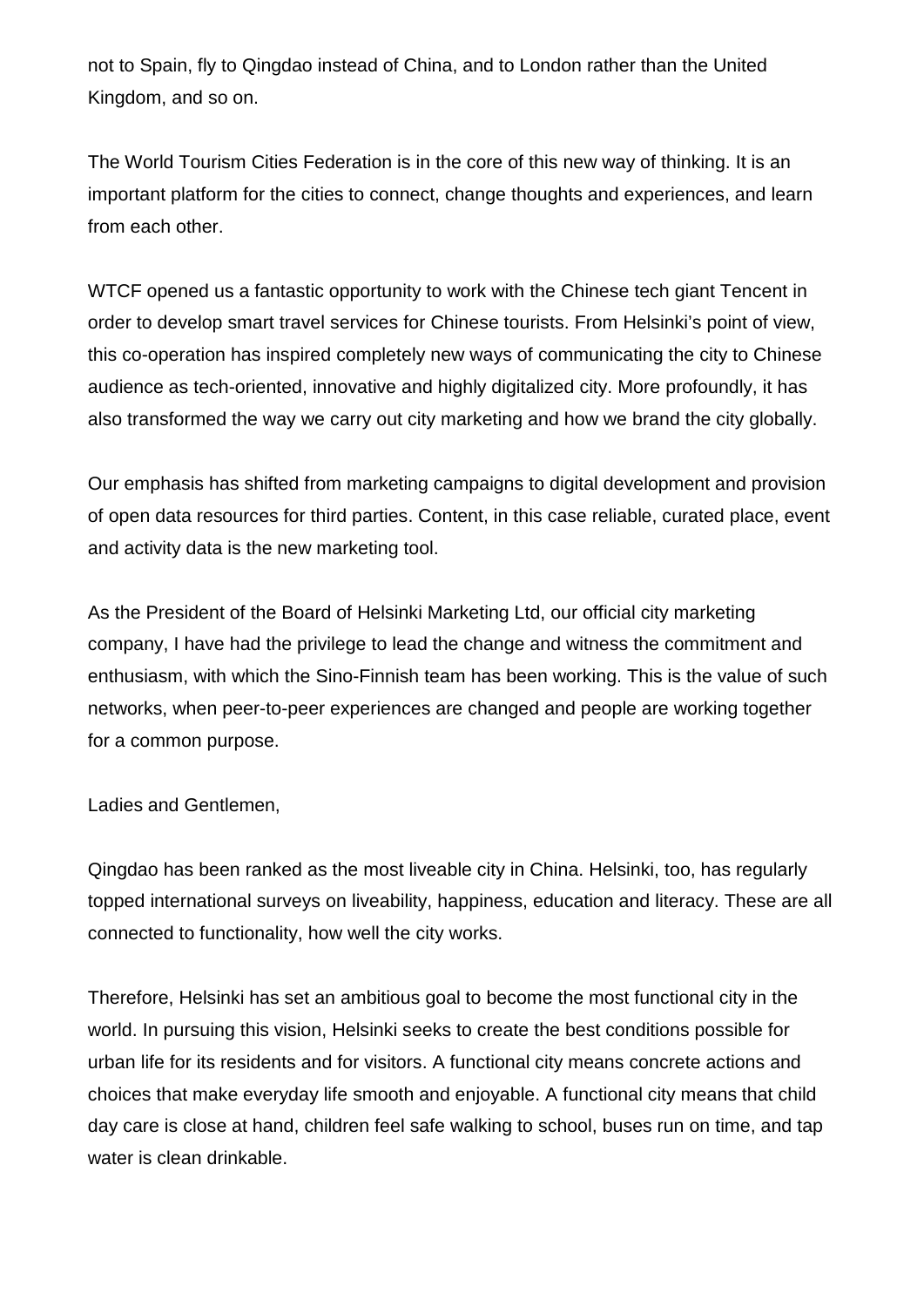not to Spain, fly to Qingdao instead of China, and to London rather than the United Kingdom, and so on.

The World Tourism Cities Federation is in the core of this new way of thinking. It is an important platform for the cities to connect, change thoughts and experiences, and learn from each other.

WTCF opened us a fantastic opportunity to work with the Chinese tech giant Tencent in order to develop smart travel services for Chinese tourists. From Helsinki's point of view, this co-operation has inspired completely new ways of communicating the city to Chinese audience as tech-oriented, innovative and highly digitalized city. More profoundly, it has also transformed the way we carry out city marketing and how we brand the city globally.

Our emphasis has shifted from marketing campaigns to digital development and provision of open data resources for third parties. Content, in this case reliable, curated place, event and activity data is the new marketing tool.

As the President of the Board of Helsinki Marketing Ltd, our official city marketing company, I have had the privilege to lead the change and witness the commitment and enthusiasm, with which the Sino-Finnish team has been working. This is the value of such networks, when peer-to-peer experiences are changed and people are working together for a common purpose.

Ladies and Gentlemen,

Qingdao has been ranked as the most liveable city in China. Helsinki, too, has regularly topped international surveys on liveability, happiness, education and literacy. These are all connected to functionality, how well the city works.

Therefore, Helsinki has set an ambitious goal to become the most functional city in the world. In pursuing this vision, Helsinki seeks to create the best conditions possible for urban life for its residents and for visitors. A functional city means concrete actions and choices that make everyday life smooth and enjoyable. A functional city means that child day care is close at hand, children feel safe walking to school, buses run on time, and tap water is clean drinkable.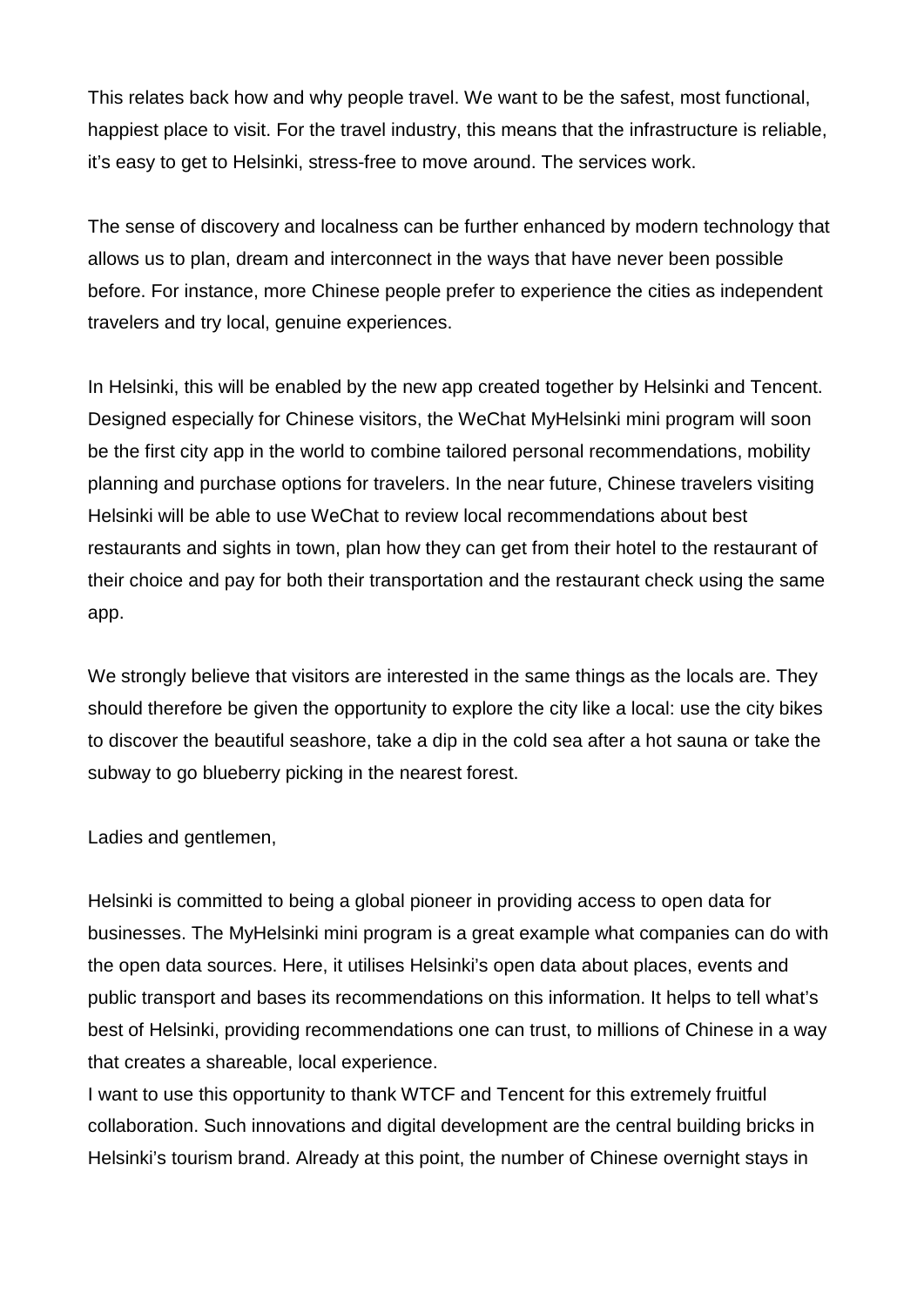This relates back how and why people travel. We want to be the safest, most functional, happiest place to visit. For the travel industry, this means that the infrastructure is reliable, it's easy to get to Helsinki, stress-free to move around. The services work.

The sense of discovery and localness can be further enhanced by modern technology that allows us to plan, dream and interconnect in the ways that have never been possible before. For instance, more Chinese people prefer to experience the cities as independent travelers and try local, genuine experiences.

In Helsinki, this will be enabled by the new app created together by Helsinki and Tencent. Designed especially for Chinese visitors, the WeChat MyHelsinki mini program will soon be the first city app in the world to combine tailored personal recommendations, mobility planning and purchase options for travelers. In the near future, Chinese travelers visiting Helsinki will be able to use WeChat to review local recommendations about best restaurants and sights in town, plan how they can get from their hotel to the restaurant of their choice and pay for both their transportation and the restaurant check using the same app.

We strongly believe that visitors are interested in the same things as the locals are. They should therefore be given the opportunity to explore the city like a local: use the city bikes to discover the beautiful seashore, take a dip in the cold sea after a hot sauna or take the subway to go blueberry picking in the nearest forest.

Ladies and gentlemen,

Helsinki is committed to being a global pioneer in providing access to open data for businesses. The MyHelsinki mini program is a great example what companies can do with the open data sources. Here, it utilises Helsinki's open data about places, events and public transport and bases its recommendations on this information. It helps to tell what's best of Helsinki, providing recommendations one can trust, to millions of Chinese in a way that creates a shareable, local experience.

I want to use this opportunity to thank WTCF and Tencent for this extremely fruitful collaboration. Such innovations and digital development are the central building bricks in Helsinki's tourism brand. Already at this point, the number of Chinese overnight stays in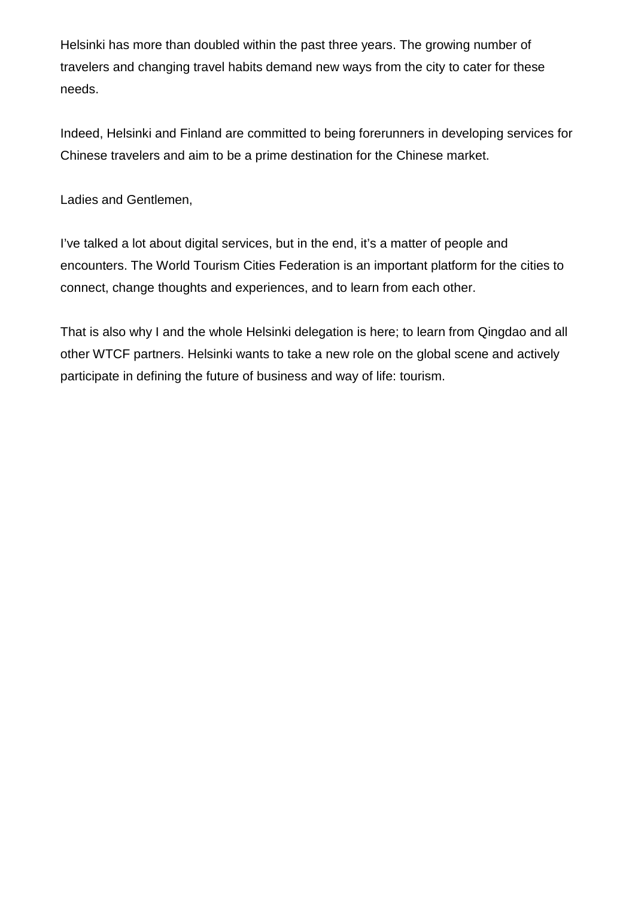Helsinki has more than doubled within the past three years. The growing number of travelers and changing travel habits demand new ways from the city to cater for these needs.

Indeed, Helsinki and Finland are committed to being forerunners in developing services for Chinese travelers and aim to be a prime destination for the Chinese market.

Ladies and Gentlemen,

I've talked a lot about digital services, but in the end, it's a matter of people and encounters. The World Tourism Cities Federation is an important platform for the cities to connect, change thoughts and experiences, and to learn from each other.

That is also why I and the whole Helsinki delegation is here; to learn from Qingdao and all other WTCF partners. Helsinki wants to take a new role on the global scene and actively participate in defining the future of business and way of life: tourism.